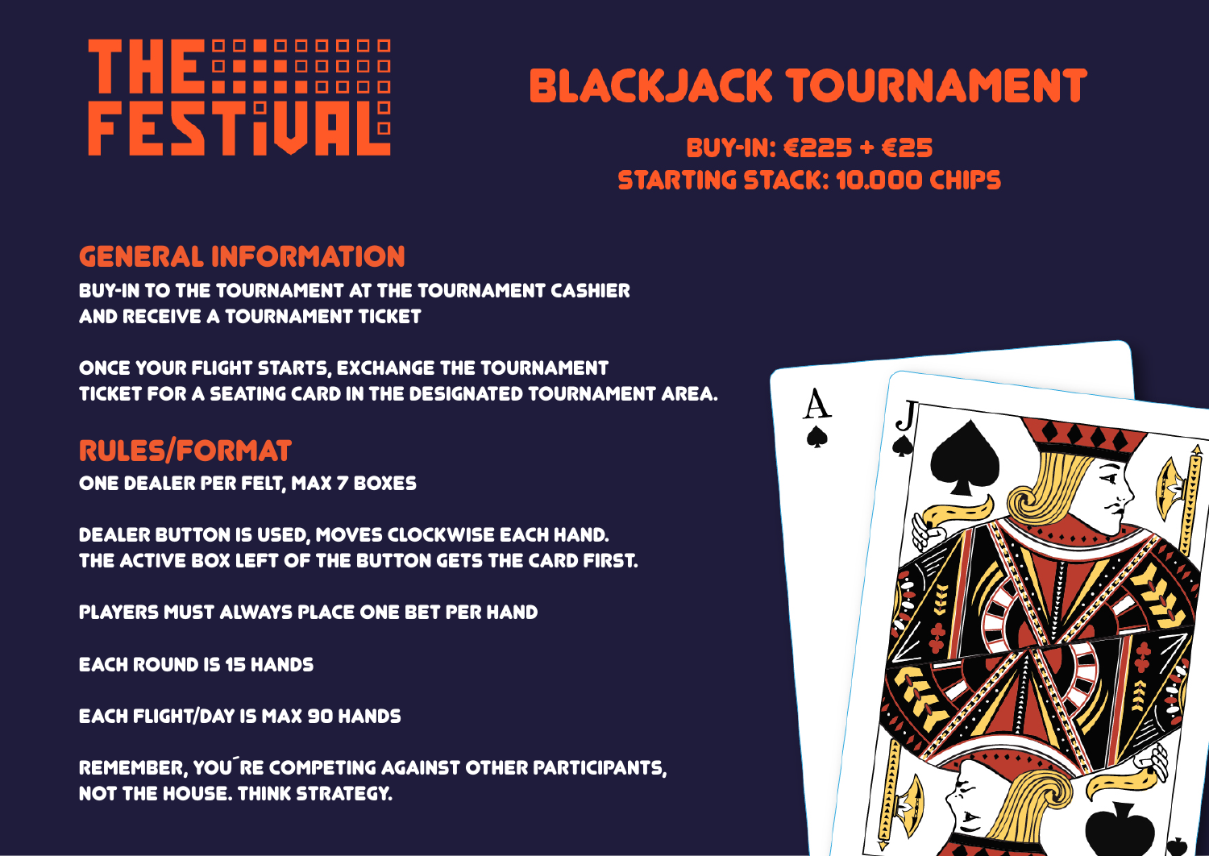# THE FESTIVAL

# BLACKJACK TOURNAMENT

**BUY-IN: €225 + €25**
**STARTING STACK: 10.000 CHIPS**

## GENERAL INFORMATION

BUY-IN TO THE TOURNAMENT AT THE TOURNAMENT CASHIER AND RECEIVE A TOURNAMENT TICKET

ONCE YOUR FLIGHT STARTS, EXCHANGE THE TOURNAMENT TICKET FOR A SEATING CARD IN THE DESIGNATED TOURNAMENT AREA.

## RULES/FORMAT

ONE DEALER PER FELT, MAX 7 BOXES

DEALER BUTTON IS USED, MOVES CLOCKWISE EACH HAND. THE ACTIVE BOX LEFT OF THE BUTTON GETS THE CARD FIRST.

PLAYERS MUST ALWAYS PLACE ONE BET PER HAND

EACH ROUND IS 15 HANDS

EACH FLIGHT/DAY IS MAX 90 HANDS

REMEMBER, YOU´RE COMPETING AGAINST OTHER PARTICIPANTS, NOT THE HOUSE. THINK STRATEGY.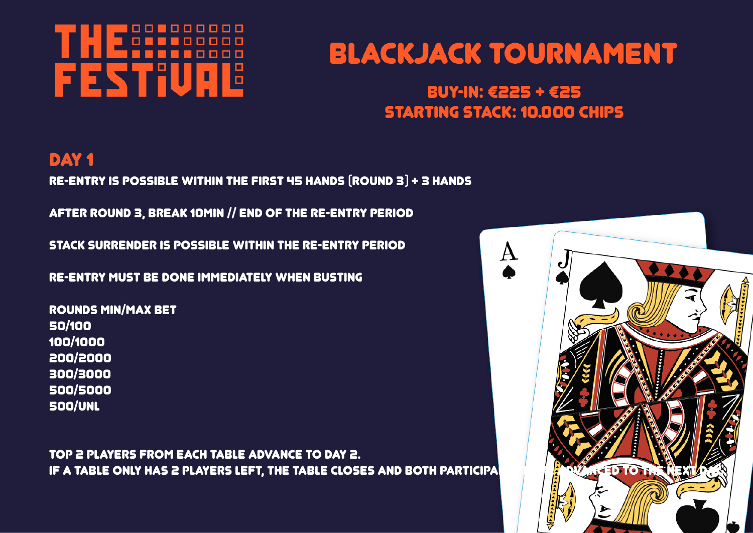# THE FESTIVAL

# BLACKJACK TOURNAMENT

**BUY-IN: €225 + €25**
**STARTING STACK: 10.000 CHIPS**

## DAY 1

RE-ENTRY IS POSSIBLE WITHIN THE FIRST 45 HANDS (ROUND 3) + 3 HANDS

AFTER ROUND 3, BREAK 10MIN // END OF THE RE-ENTRY PERIOD

STACK SURRENDER IS POSSIBLE WITHIN THE RE-ENTRY PERIOD

RE-ENTRY MUST BE DONE IMMEDIATELY WHEN BUSTING

ROUNDS MIN/MAX BET
50/100
100/1000
200/2000
300/3000
500/5000
500/UNL

TOP 2 PLAYERS FROM EACH TABLE ADVANCE TO DAY 2.
IF A TABLE ONLY HAS 2 PLAYERS LEFT, THE TABLE CLOSES AND BOTH PARTICIPANTS ARE ADVANCED TO THE NEXT DAY.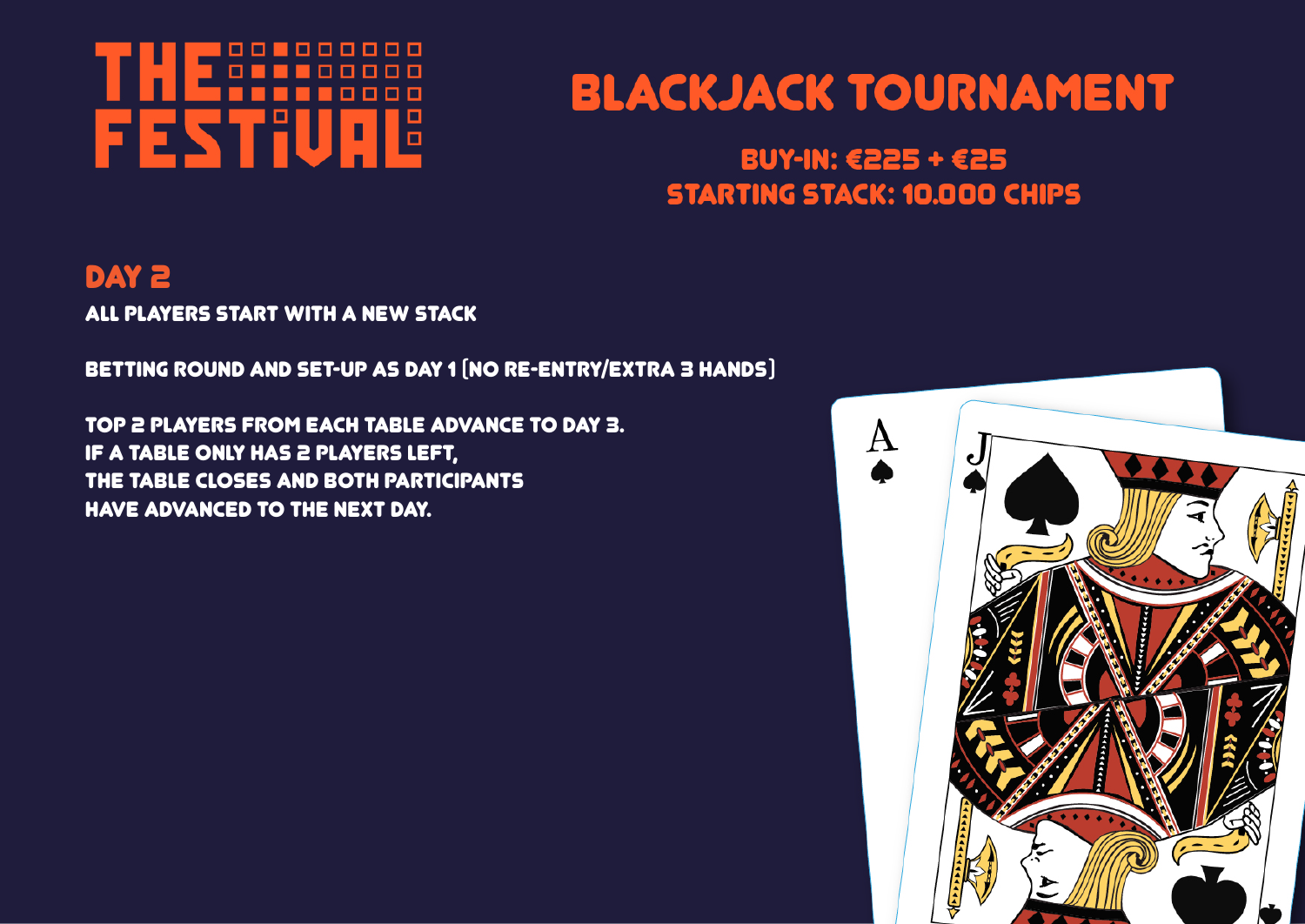THE FESTIVAL

# BLACKJACK TOURNAMENT

### BUY-IN: €225 + €25
### STARTING STACK: 10.000 CHIPS

## DAY 2

ALL PLAYERS START WITH A NEW STACK

BETTING ROUND AND SET-UP AS DAY 1 (NO RE-ENTRY/EXTRA 3 HANDS)

TOP 2 PLAYERS FROM EACH TABLE ADVANCE TO DAY 3.
IF A TABLE ONLY HAS 2 PLAYERS LEFT,
THE TABLE CLOSES AND BOTH PARTICIPANTS
HAVE ADVANCED TO THE NEXT DAY.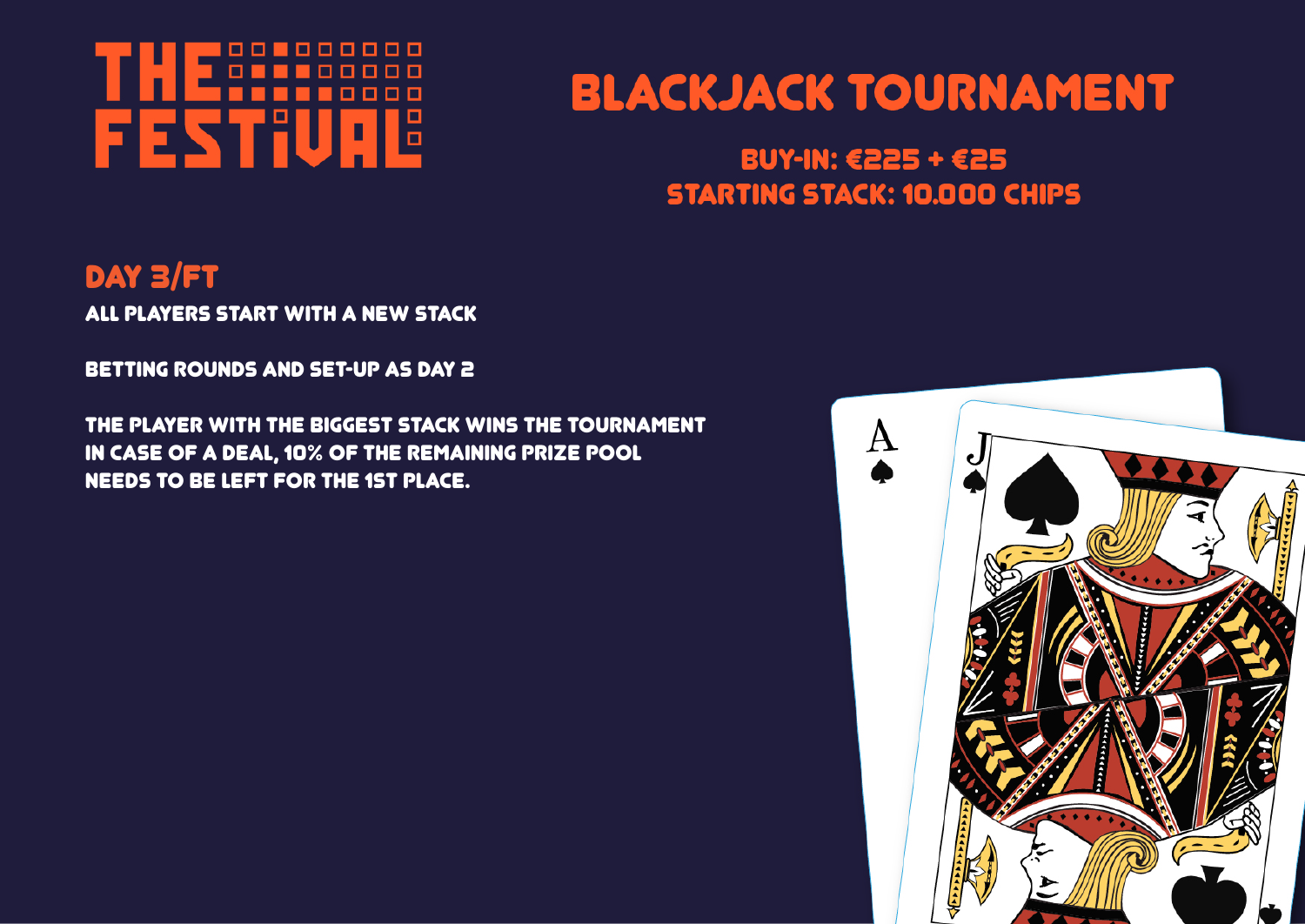THE FESTIVAL

# BLACKJACK TOURNAMENT

**BUY-IN: €225 + €25**
**STARTING STACK: 10.000 CHIPS**

## DAY 3/FT

ALL PLAYERS START WITH A NEW STACK

BETTING ROUNDS AND SET-UP AS DAY 2

THE PLAYER WITH THE BIGGEST STACK WINS THE TOURNAMENT
IN CASE OF A DEAL, 10% OF THE REMAINING PRIZE POOL
NEEDS TO BE LEFT FOR THE 1ST PLACE.